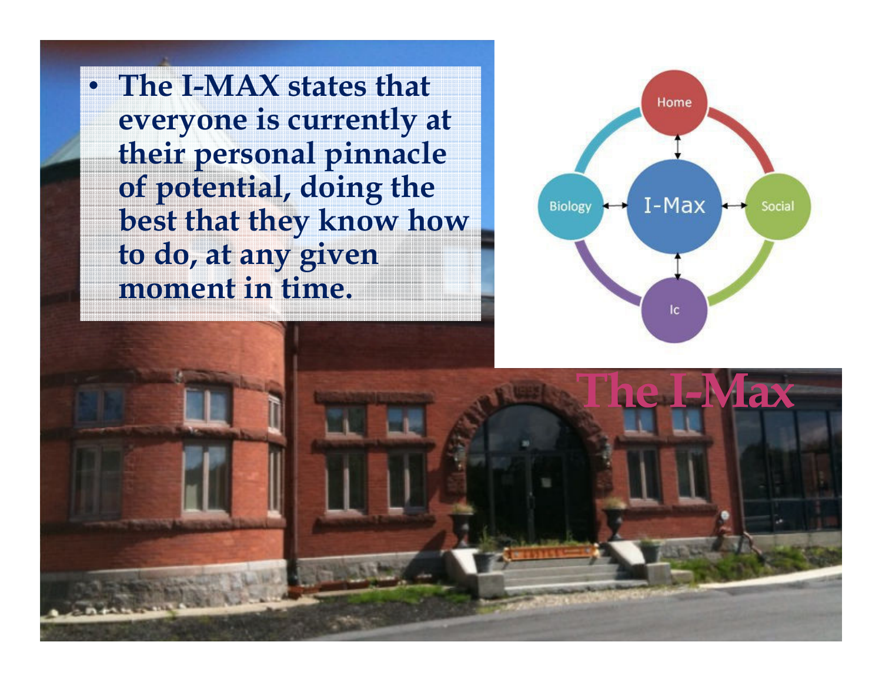- **The I-MAX states that everyone is currently at their personal pinnacle of potential, doing the best that they know how to do, at any given moment in time.**

Home

Biology

I-Max

Social

Ic

# The I-Max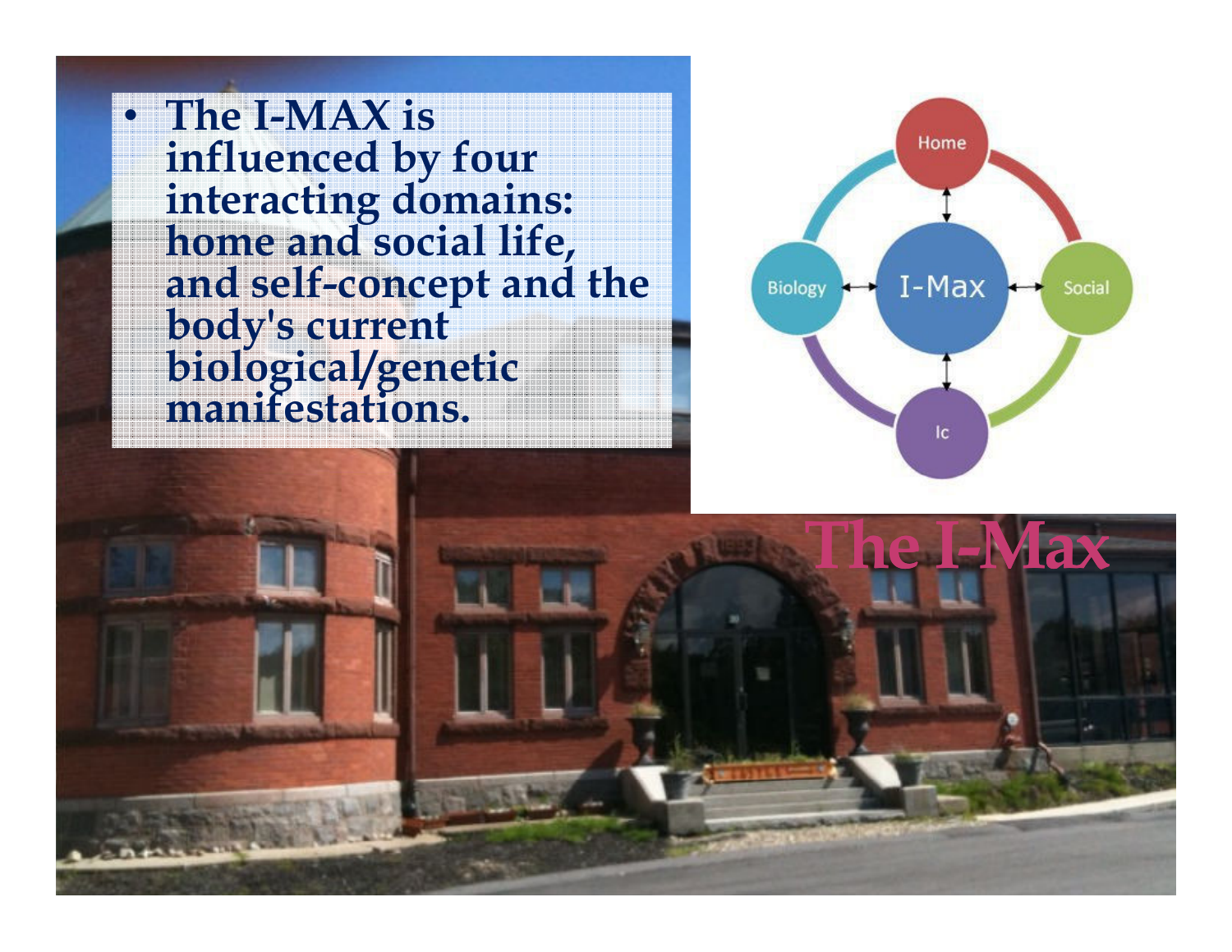- The I-MAX is influenced by four interacting domains: home and social life, and self-concept and the body's current biological/genetic manifestations.

Home

Biology

I-Max

Social

Ic

# The I-Max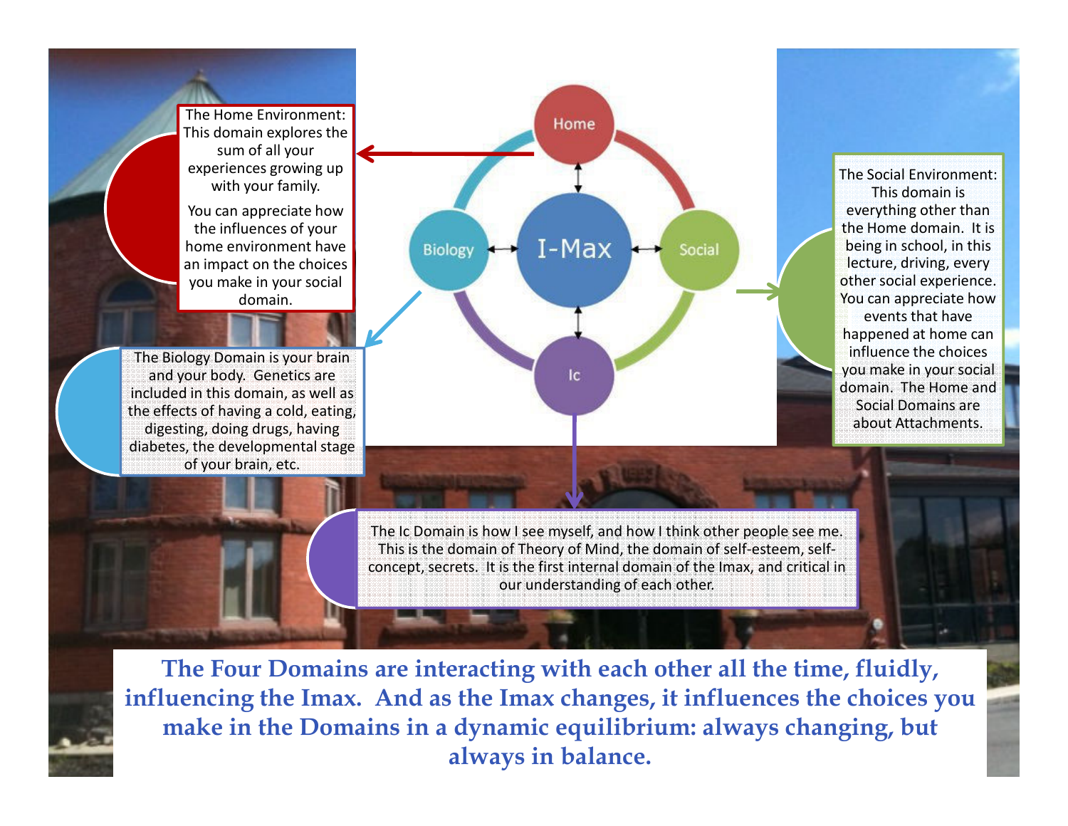Home

Biology

I-Max

Social

Ic

The Home Environment: This domain explores the sum of all your experiences growing up with your family.

You can appreciate how the influences of your home environment have an impact on the choices you make in your social domain.

The Social Environment: This domain is everything other than the Home domain. It is being in school, in this lecture, driving, every other social experience. You can appreciate how events that have happened at home can influence the choices you make in your social domain. The Home and Social Domains are about Attachments.

The Biology Domain is your brain and your body. Genetics are included in this domain, as well as the effects of having a cold, eating, digesting, doing drugs, having diabetes, the developmental stage of your brain, etc.

The Ic Domain is how I see myself, and how I think other people see me. This is the domain of Theory of Mind, the domain of self-esteem, self-concept, secrets. It is the first internal domain of the Imax, and critical in our understanding of each other.

**The Four Domains are interacting with each other all the time, fluidly, influencing the Imax. And as the Imax changes, it influences the choices you make in the Domains in a dynamic equilibrium: always changing, but always in balance.**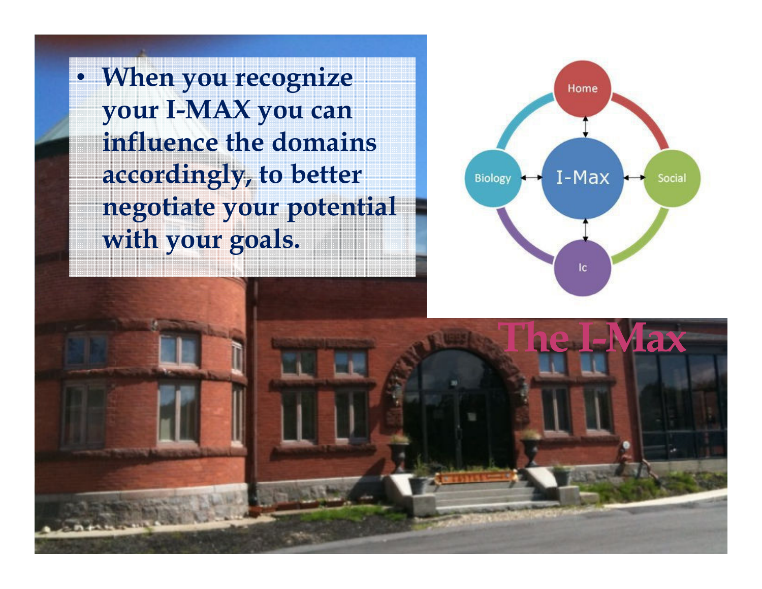- When you recognize your I-MAX you can influence the domains accordingly, to better negotiate your potential with your goals.

Home

Biology

I-Max

Social

Ic

# The I-Max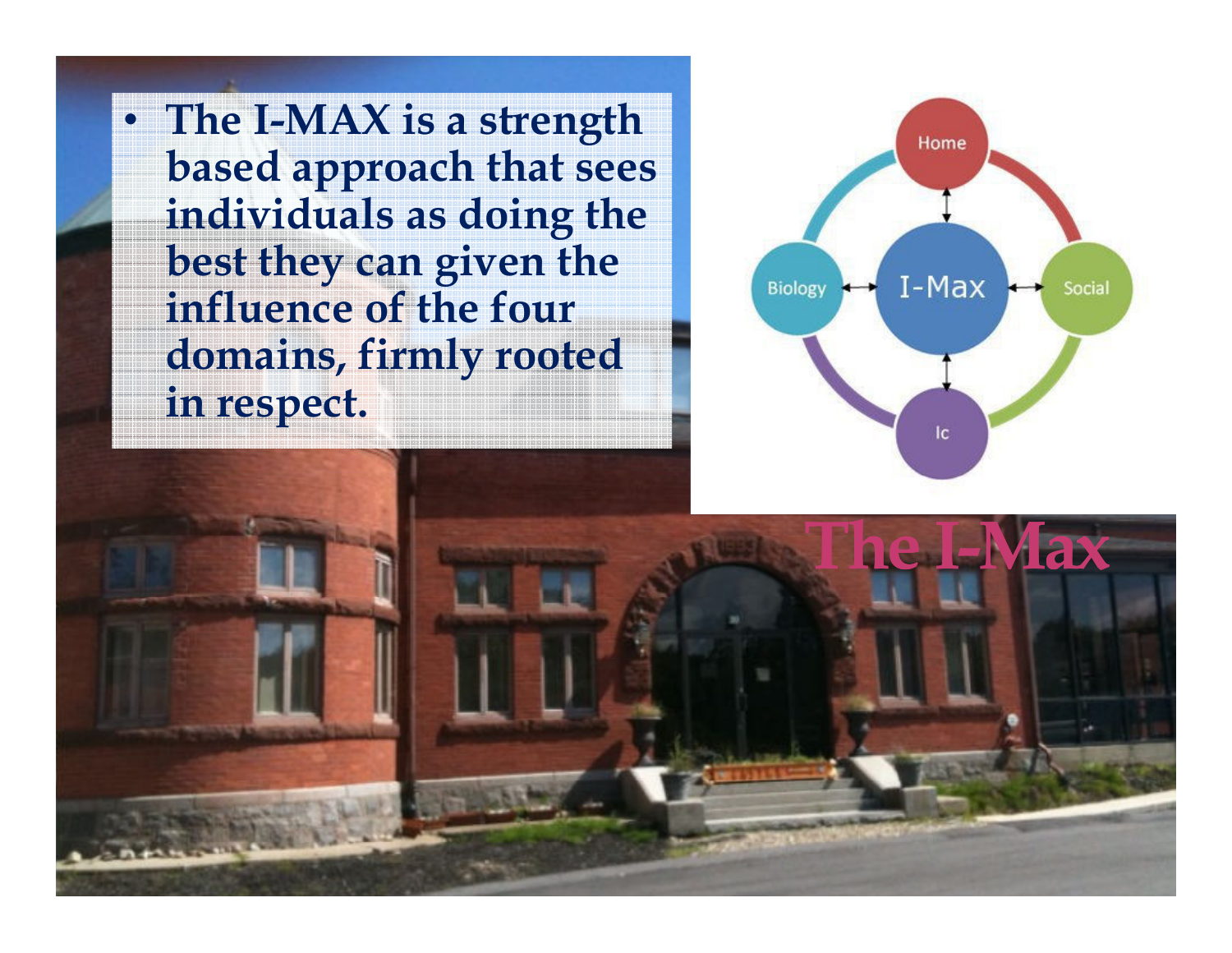- **The I-MAX is a strength based approach that sees individuals as doing the best they can given the influence of the four domains, firmly rooted in respect.**

Home

Biology

I-Max

Social

Ic

# The I-Max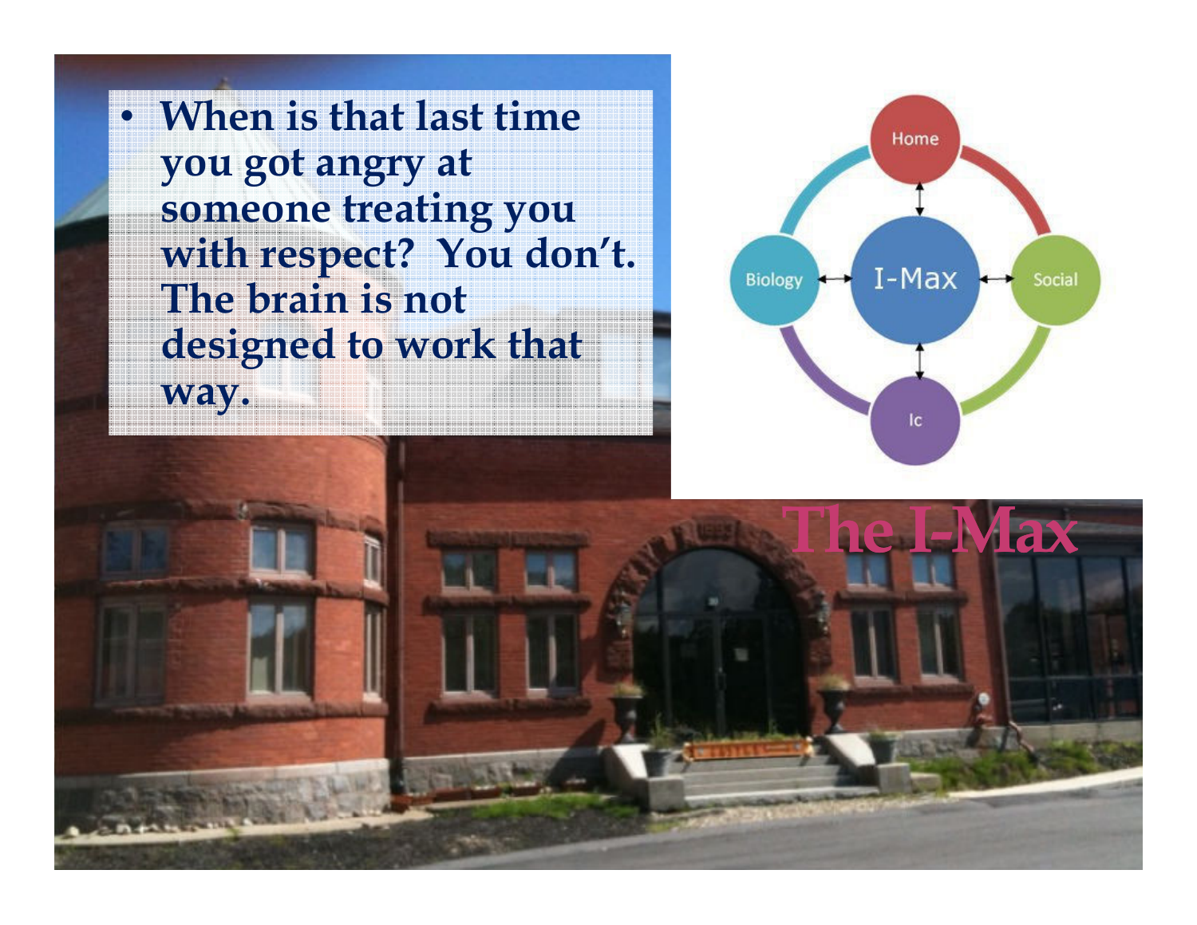- When is that last time you got angry at someone treating you with respect? You don't. The brain is not designed to work that way.

Home

Biology

I-Max

Social

Ic

# The I-Max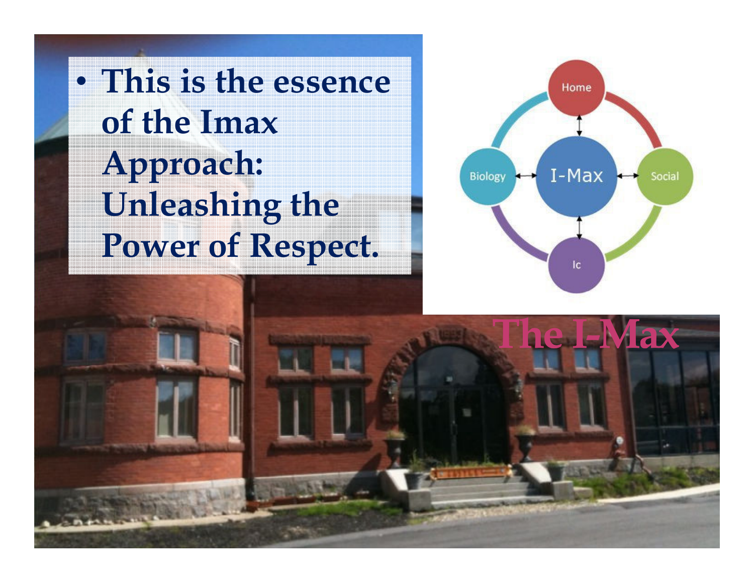- **This is the essence of the Imax Approach: Unleashing the Power of Respect.**

Home

Biology

I-Max

Social

Ic

**The I-Max**